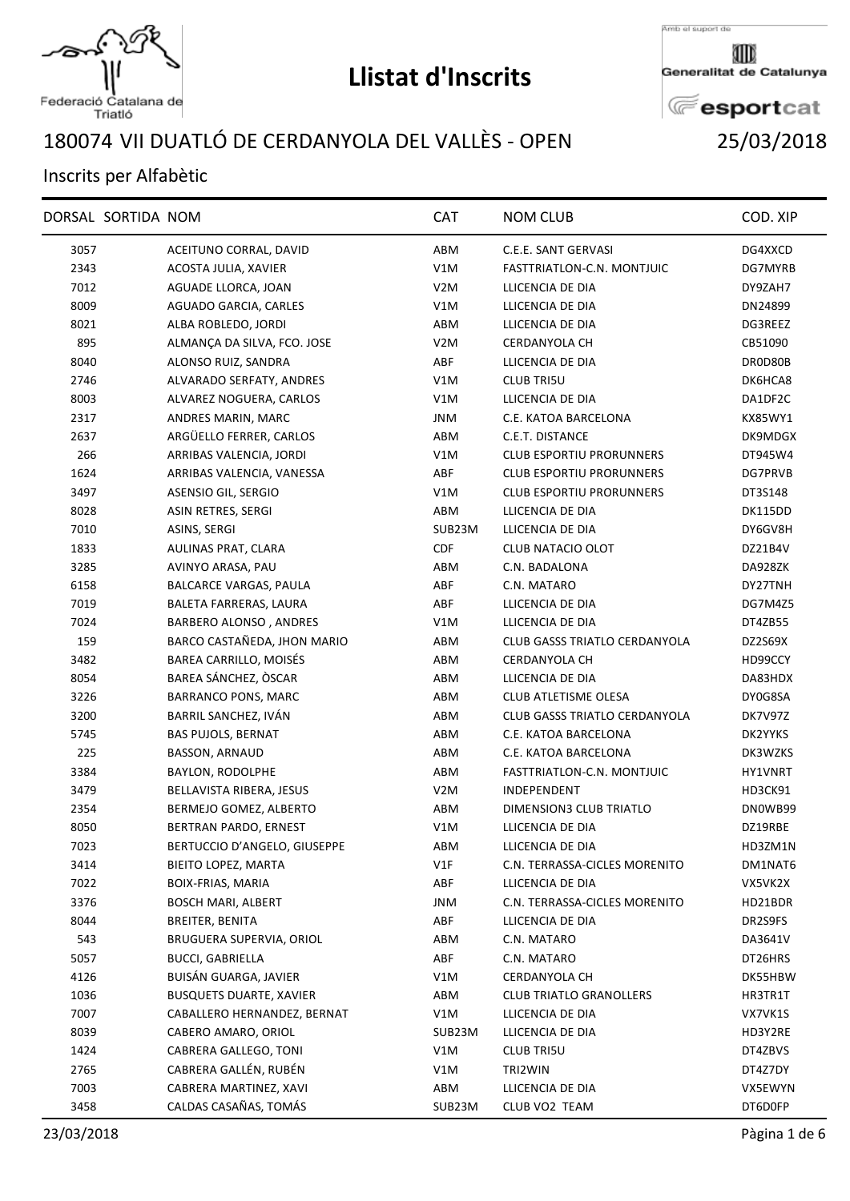# Llistat d'Inscrits

Federació Catalana de Triatló

Amb el suport de Generalitat de Catalunya esportcat

## 180074 VII DUATLÓ DE CERDANYOLA DEL VALLÈS - OPEN 25/03/2018

Inscrits per Alfabètic

| DORSAL | SORTIDA | NOM | CAT | NOM CLUB | COD. XIP |
|---|---|---|---|---|---|
| 3057 | | ACEITUNO CORRAL, DAVID | ABM | C.E.E. SANT GERVASI | DG4XXCD |
| 2343 | | ACOSTA JULIA, XAVIER | V1M | FASTTRIATLON-C.N. MONTJUIC | DG7MYRB |
| 7012 | | AGUADE LLORCA, JOAN | V2M | LLICENCIA DE DIA | DY9ZAH7 |
| 8009 | | AGUADO GARCIA, CARLES | V1M | LLICENCIA DE DIA | DN24899 |
| 8021 | | ALBA ROBLEDO, JORDI | ABM | LLICENCIA DE DIA | DG3REEZ |
| 895 | | ALMANÇA DA SILVA, FCO. JOSE | V2M | CERDANYOLA CH | CB51090 |
| 8040 | | ALONSO RUIZ, SANDRA | ABF | LLICENCIA DE DIA | DR0D80B |
| 2746 | | ALVARADO SERFATY, ANDRES | V1M | CLUB TRI5U | DK6HCA8 |
| 8003 | | ALVAREZ NOGUERA, CARLOS | V1M | LLICENCIA DE DIA | DA1DF2C |
| 2317 | | ANDRES MARIN, MARC | JNM | C.E. KATOA BARCELONA | KX85WY1 |
| 2637 | | ARGÜELLO FERRER, CARLOS | ABM | C.E.T. DISTANCE | DK9MDGX |
| 266 | | ARRIBAS VALENCIA, JORDI | V1M | CLUB ESPORTIU PRORUNNERS | DT945W4 |
| 1624 | | ARRIBAS VALENCIA, VANESSA | ABF | CLUB ESPORTIU PRORUNNERS | DG7PRVB |
| 3497 | | ASENSIO GIL, SERGIO | V1M | CLUB ESPORTIU PRORUNNERS | DT3S148 |
| 8028 | | ASIN RETRES, SERGI | ABM | LLICENCIA DE DIA | DK115DD |
| 7010 | | ASINS, SERGI | SUB23M | LLICENCIA DE DIA | DY6GV8H |
| 1833 | | AULINAS PRAT, CLARA | CDF | CLUB NATACIO OLOT | DZ21B4V |
| 3285 | | AVINYO ARASA, PAU | ABM | C.N. BADALONA | DA928ZK |
| 6158 | | BALCARCE VARGAS, PAULA | ABF | C.N. MATARO | DY27TNH |
| 7019 | | BALETA FARRERAS, LAURA | ABF | LLICENCIA DE DIA | DG7M4Z5 |
| 7024 | | BARBERO ALONSO , ANDRES | V1M | LLICENCIA DE DIA | DT4ZB55 |
| 159 | | BARCO CASTAÑEDA, JHON MARIO | ABM | CLUB GASSS TRIATLO CERDANYOLA | DZ2S69X |
| 3482 | | BAREA CARRILLO, MOISÉS | ABM | CERDANYOLA CH | HD99CCY |
| 8054 | | BAREA SÁNCHEZ, ÒSCAR | ABM | LLICENCIA DE DIA | DA83HDX |
| 3226 | | BARRANCO PONS, MARC | ABM | CLUB ATLETISME OLESA | DY0G8SA |
| 3200 | | BARRIL SANCHEZ, IVÁN | ABM | CLUB GASSS TRIATLO CERDANYOLA | DK7V97Z |
| 5745 | | BAS PUJOLS, BERNAT | ABM | C.E. KATOA BARCELONA | DK2YYKS |
| 225 | | BASSON, ARNAUD | ABM | C.E. KATOA BARCELONA | DK3WZKS |
| 3384 | | BAYLON, RODOLPHE | ABM | FASTTRIATLON-C.N. MONTJUIC | HY1VNRT |
| 3479 | | BELLAVISTA RIBERA, JESUS | V2M | INDEPENDENT | HD3CK91 |
| 2354 | | BERMEJO GOMEZ, ALBERTO | ABM | DIMENSION3 CLUB TRIATLO | DN0WB99 |
| 8050 | | BERTRAN PARDO, ERNEST | V1M | LLICENCIA DE DIA | DZ19RBE |
| 7023 | | BERTUCCIO D'ANGELO, GIUSEPPE | ABM | LLICENCIA DE DIA | HD3ZM1N |
| 3414 | | BIEITO LOPEZ, MARTA | V1F | C.N. TERRASSA-CICLES MORENITO | DM1NAT6 |
| 7022 | | BOIX-FRIAS, MARIA | ABF | LLICENCIA DE DIA | VX5VK2X |
| 3376 | | BOSCH MARI, ALBERT | JNM | C.N. TERRASSA-CICLES MORENITO | HD21BDR |
| 8044 | | BREITER, BENITA | ABF | LLICENCIA DE DIA | DR2S9FS |
| 543 | | BRUGUERA SUPERVIA, ORIOL | ABM | C.N. MATARO | DA3641V |
| 5057 | | BUCCI, GABRIELLA | ABF | C.N. MATARO | DT26HRS |
| 4126 | | BUISÁN GUARGA, JAVIER | V1M | CERDANYOLA CH | DK55HBW |
| 1036 | | BUSQUETS DUARTE, XAVIER | ABM | CLUB TRIATLO GRANOLLERS | HR3TR1T |
| 7007 | | CABALLERO HERNANDEZ, BERNAT | V1M | LLICENCIA DE DIA | VX7VK1S |
| 8039 | | CABERO AMARO, ORIOL | SUB23M | LLICENCIA DE DIA | HD3Y2RE |
| 1424 | | CABRERA GALLEGO, TONI | V1M | CLUB TRI5U | DT4ZBVS |
| 2765 | | CABRERA GALLÉN, RUBÉN | V1M | TRI2WIN | DT4Z7DY |
| 7003 | | CABRERA MARTINEZ, XAVI | ABM | LLICENCIA DE DIA | VX5EWYN |
| 3458 | | CALDAS CASAÑAS, TOMÁS | SUB23M | CLUB VO2 TEAM | DT6D0FP |

23/03/2018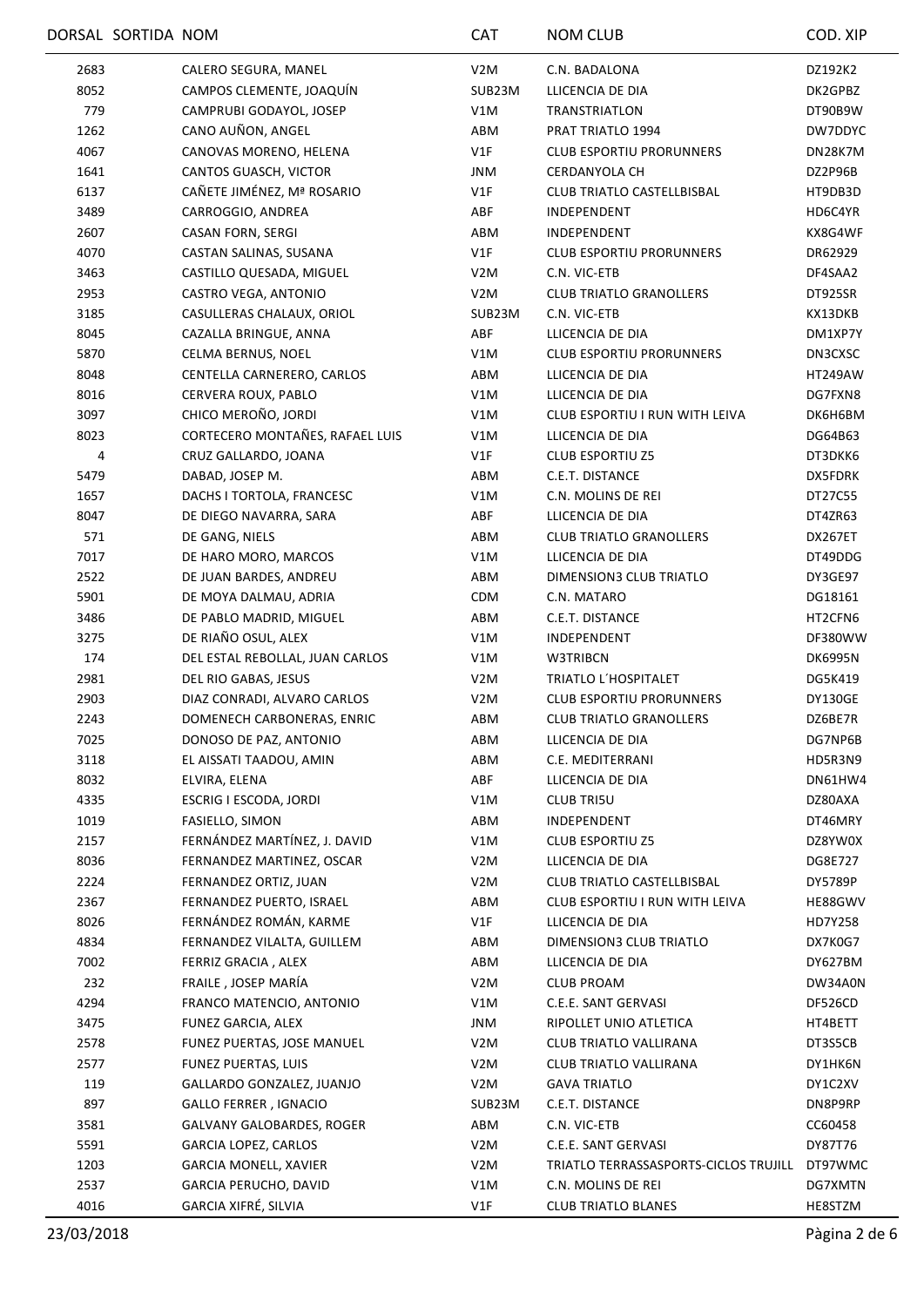| DORSAL | SORTIDA | NOM | CAT | NOM CLUB | COD. XIP |
|---|---|---|---|---|---|
| 2683 | | CALERO SEGURA, MANEL | V2M | C.N. BADALONA | DZ192K2 |
| 8052 | | CAMPOS CLEMENTE, JOAQUÍN | SUB23M | LLICENCIA DE DIA | DK2GPBZ |
| 779 | | CAMPRUBI GODAYOL, JOSEP | V1M | TRANSTRIATLON | DT90B9W |
| 1262 | | CANO AUÑON, ANGEL | ABM | PRAT TRIATLO 1994 | DW7DDYC |
| 4067 | | CANOVAS MORENO, HELENA | V1F | CLUB ESPORTIU PRORUNNERS | DN28K7M |
| 1641 | | CANTOS GUASCH, VICTOR | JNM | CERDANYOLA CH | DZ2P96B |
| 6137 | | CAÑETE JIMÉNEZ, Mª ROSARIO | V1F | CLUB TRIATLO CASTELLBISBAL | HT9DB3D |
| 3489 | | CARROGGIO, ANDREA | ABF | INDEPENDENT | HD6C4YR |
| 2607 | | CASAN FORN, SERGI | ABM | INDEPENDENT | KX8G4WF |
| 4070 | | CASTAN SALINAS, SUSANA | V1F | CLUB ESPORTIU PRORUNNERS | DR62929 |
| 3463 | | CASTILLO QUESADA, MIGUEL | V2M | C.N. VIC-ETB | DF4SAA2 |
| 2953 | | CASTRO VEGA, ANTONIO | V2M | CLUB TRIATLO GRANOLLERS | DT925SR |
| 3185 | | CASULLERAS CHALAUX, ORIOL | SUB23M | C.N. VIC-ETB | KX13DKB |
| 8045 | | CAZALLA BRINGUE, ANNA | ABF | LLICENCIA DE DIA | DM1XP7Y |
| 5870 | | CELMA BERNUS, NOEL | V1M | CLUB ESPORTIU PRORUNNERS | DN3CXSC |
| 8048 | | CENTELLA CARNERERO, CARLOS | ABM | LLICENCIA DE DIA | HT249AW |
| 8016 | | CERVERA ROUX, PABLO | V1M | LLICENCIA DE DIA | DG7FXN8 |
| 3097 | | CHICO MEROÑO, JORDI | V1M | CLUB ESPORTIU I RUN WITH LEIVA | DK6H6BM |
| 8023 | | CORTECERO MONTAÑES, RAFAEL LUIS | V1M | LLICENCIA DE DIA | DG64B63 |
| 4 | | CRUZ GALLARDO, JOANA | V1F | CLUB ESPORTIU Z5 | DT3DKK6 |
| 5479 | | DABAD, JOSEP M. | ABM | C.E.T. DISTANCE | DX5FDRK |
| 1657 | | DACHS I TORTOLA, FRANCESC | V1M | C.N. MOLINS DE REI | DT27C55 |
| 8047 | | DE DIEGO NAVARRA, SARA | ABF | LLICENCIA DE DIA | DT4ZR63 |
| 571 | | DE GANG, NIELS | ABM | CLUB TRIATLO GRANOLLERS | DX267ET |
| 7017 | | DE HARO MORO, MARCOS | V1M | LLICENCIA DE DIA | DT49DDG |
| 2522 | | DE JUAN BARDES, ANDREU | ABM | DIMENSION3 CLUB TRIATLO | DY3GE97 |
| 5901 | | DE MOYA DALMAU, ADRIA | CDM | C.N. MATARO | DG18161 |
| 3486 | | DE PABLO MADRID, MIGUEL | ABM | C.E.T. DISTANCE | HT2CFN6 |
| 3275 | | DE RIAÑO OSUL, ALEX | V1M | INDEPENDENT | DF380WW |
| 174 | | DEL ESTAL REBOLLAL, JUAN CARLOS | V1M | W3TRIBCN | DK6995N |
| 2981 | | DEL RIO GABAS, JESUS | V2M | TRIATLO L´HOSPITALET | DG5K419 |
| 2903 | | DIAZ CONRADI, ALVARO CARLOS | V2M | CLUB ESPORTIU PRORUNNERS | DY130GE |
| 2243 | | DOMENECH CARBONERAS, ENRIC | ABM | CLUB TRIATLO GRANOLLERS | DZ6BE7R |
| 7025 | | DONOSO DE PAZ, ANTONIO | ABM | LLICENCIA DE DIA | DG7NP6B |
| 3118 | | EL AISSATI TAADOU, AMIN | ABM | C.E. MEDITERRANI | HD5R3N9 |
| 8032 | | ELVIRA, ELENA | ABF | LLICENCIA DE DIA | DN61HW4 |
| 4335 | | ESCRIG I ESCODA, JORDI | V1M | CLUB TRI5U | DZ80AXA |
| 1019 | | FASIELLO, SIMON | ABM | INDEPENDENT | DT46MRY |
| 2157 | | FERNÁNDEZ MARTÍNEZ, J. DAVID | V1M | CLUB ESPORTIU Z5 | DZ8YW0X |
| 8036 | | FERNANDEZ MARTINEZ, OSCAR | V2M | LLICENCIA DE DIA | DG8E727 |
| 2224 | | FERNANDEZ ORTIZ, JUAN | V2M | CLUB TRIATLO CASTELLBISBAL | DY5789P |
| 2367 | | FERNANDEZ PUERTO, ISRAEL | ABM | CLUB ESPORTIU I RUN WITH LEIVA | HE88GWV |
| 8026 | | FERNÁNDEZ ROMÁN, KARME | V1F | LLICENCIA DE DIA | HD7Y258 |
| 4834 | | FERNANDEZ VILALTA, GUILLEM | ABM | DIMENSION3 CLUB TRIATLO | DX7K0G7 |
| 7002 | | FERRIZ GRACIA , ALEX | ABM | LLICENCIA DE DIA | DY627BM |
| 232 | | FRAILE , JOSEP MARÍA | V2M | CLUB PROAM | DW34A0N |
| 4294 | | FRANCO MATENCIO, ANTONIO | V1M | C.E.E. SANT GERVASI | DF526CD |
| 3475 | | FUNEZ GARCIA, ALEX | JNM | RIPOLLET UNIO ATLETICA | HT4BETT |
| 2578 | | FUNEZ PUERTAS, JOSE MANUEL | V2M | CLUB TRIATLO VALLIRANA | DT3S5CB |
| 2577 | | FUNEZ PUERTAS, LUIS | V2M | CLUB TRIATLO VALLIRANA | DY1HK6N |
| 119 | | GALLARDO GONZALEZ, JUANJO | V2M | GAVA TRIATLO | DY1C2XV |
| 897 | | GALLO FERRER , IGNACIO | SUB23M | C.E.T. DISTANCE | DN8P9RP |
| 3581 | | GALVANY GALOBARDES, ROGER | ABM | C.N. VIC-ETB | CC60458 |
| 5591 | | GARCIA LOPEZ, CARLOS | V2M | C.E.E. SANT GERVASI | DY87T76 |
| 1203 | | GARCIA MONELL, XAVIER | V2M | TRIATLO TERRASSASPORTS-CICLOS TRUJILL | DT97WMC |
| 2537 | | GARCIA PERUCHO, DAVID | V1M | C.N. MOLINS DE REI | DG7XMTN |
| 4016 | | GARCIA XIFRÉ, SILVIA | V1F | CLUB TRIATLO BLANES | HE8STZM |

23/03/2018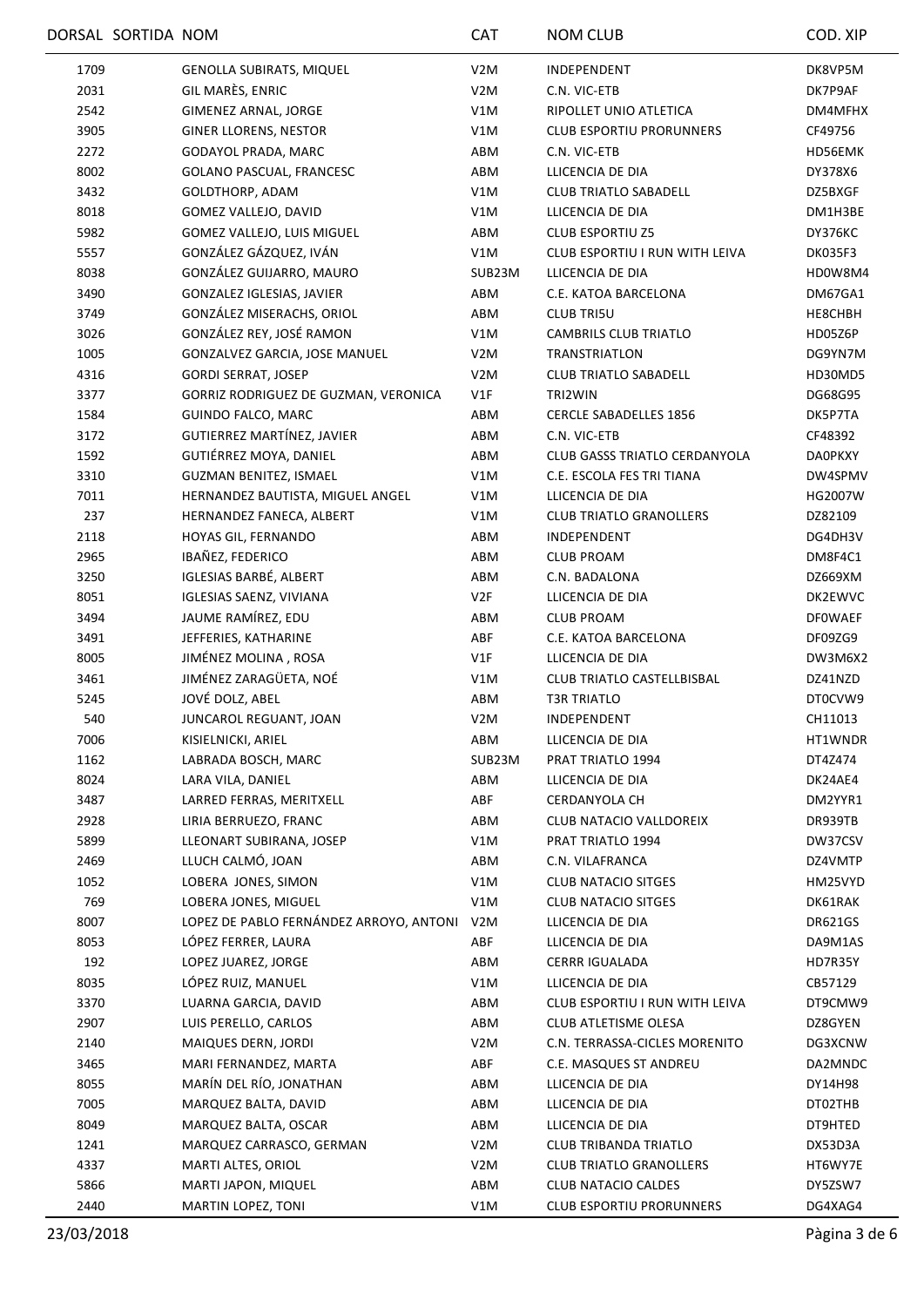| DORSAL | SORTIDA | NOM | CAT | NOM CLUB | COD. XIP |
|---|---|---|---|---|---|
| 1709 | | GENOLLA SUBIRATS, MIQUEL | V2M | INDEPENDENT | DK8VP5M |
| 2031 | | GIL MARÈS, ENRIC | V2M | C.N. VIC-ETB | DK7P9AF |
| 2542 | | GIMENEZ ARNAL, JORGE | V1M | RIPOLLET UNIO ATLETICA | DM4MFHX |
| 3905 | | GINER LLORENS, NESTOR | V1M | CLUB ESPORTIU PRORUNNERS | CF49756 |
| 2272 | | GODAYOL PRADA, MARC | ABM | C.N. VIC-ETB | HD56EMK |
| 8002 | | GOLANO PASCUAL, FRANCESC | ABM | LLICENCIA DE DIA | DY378X6 |
| 3432 | | GOLDTHORP, ADAM | V1M | CLUB TRIATLO SABADELL | DZ5BXGF |
| 8018 | | GOMEZ VALLEJO, DAVID | V1M | LLICENCIA DE DIA | DM1H3BE |
| 5982 | | GOMEZ VALLEJO, LUIS MIGUEL | ABM | CLUB ESPORTIU Z5 | DY376KC |
| 5557 | | GONZÁLEZ GÁZQUEZ, IVÁN | V1M | CLUB ESPORTIU I RUN WITH LEIVA | DK035F3 |
| 8038 | | GONZÁLEZ GUIJARRO, MAURO | SUB23M | LLICENCIA DE DIA | HD0W8M4 |
| 3490 | | GONZALEZ IGLESIAS, JAVIER | ABM | C.E. KATOA BARCELONA | DM67GA1 |
| 3749 | | GONZÁLEZ MISERACHS, ORIOL | ABM | CLUB TRI5U | HE8CHBH |
| 3026 | | GONZÁLEZ REY, JOSÉ RAMON | V1M | CAMBRILS CLUB TRIATLO | HD05Z6P |
| 1005 | | GONZALVEZ GARCIA, JOSE MANUEL | V2M | TRANSTRIATLON | DG9YN7M |
| 4316 | | GORDI SERRAT, JOSEP | V2M | CLUB TRIATLO SABADELL | HD30MD5 |
| 3377 | | GORRIZ RODRIGUEZ DE GUZMAN, VERONICA | V1F | TRI2WIN | DG68G95 |
| 1584 | | GUINDO FALCO, MARC | ABM | CERCLE SABADELLES 1856 | DK5P7TA |
| 3172 | | GUTIERREZ MARTÍNEZ, JAVIER | ABM | C.N. VIC-ETB | CF48392 |
| 1592 | | GUTIÉRREZ MOYA, DANIEL | ABM | CLUB GASSS TRIATLO CERDANYOLA | DA0PKXY |
| 3310 | | GUZMAN BENITEZ, ISMAEL | V1M | C.E. ESCOLA FES TRI TIANA | DW4SPMV |
| 7011 | | HERNANDEZ BAUTISTA, MIGUEL ANGEL | V1M | LLICENCIA DE DIA | HG2007W |
| 237 | | HERNANDEZ FANECA, ALBERT | V1M | CLUB TRIATLO GRANOLLERS | DZ82109 |
| 2118 | | HOYAS GIL, FERNANDO | ABM | INDEPENDENT | DG4DH3V |
| 2965 | | IBAÑEZ, FEDERICO | ABM | CLUB PROAM | DM8F4C1 |
| 3250 | | IGLESIAS BARBÉ, ALBERT | ABM | C.N. BADALONA | DZ669XM |
| 8051 | | IGLESIAS SAENZ, VIVIANA | V2F | LLICENCIA DE DIA | DK2EWVC |
| 3494 | | JAUME RAMÍREZ, EDU | ABM | CLUB PROAM | DF0WAEF |
| 3491 | | JEFFERIES, KATHARINE | ABF | C.E. KATOA BARCELONA | DF09ZG9 |
| 8005 | | JIMÉNEZ MOLINA , ROSA | V1F | LLICENCIA DE DIA | DW3M6X2 |
| 3461 | | JIMÉNEZ ZARAGÜETA, NOÉ | V1M | CLUB TRIATLO CASTELLBISBAL | DZ41NZD |
| 5245 | | JOVÉ DOLZ, ABEL | ABM | T3R TRIATLO | DT0CVW9 |
| 540 | | JUNCAROL REGUANT, JOAN | V2M | INDEPENDENT | CH11013 |
| 7006 | | KISIELNICKI, ARIEL | ABM | LLICENCIA DE DIA | HT1WNDR |
| 1162 | | LABRADA BOSCH, MARC | SUB23M | PRAT TRIATLO 1994 | DT4Z474 |
| 8024 | | LARA VILA, DANIEL | ABM | LLICENCIA DE DIA | DK24AE4 |
| 3487 | | LARRED FERRAS, MERITXELL | ABF | CERDANYOLA CH | DM2YYR1 |
| 2928 | | LIRIA BERRUEZO, FRANC | ABM | CLUB NATACIO VALLDOREIX | DR939TB |
| 5899 | | LLEONART SUBIRANA, JOSEP | V1M | PRAT TRIATLO 1994 | DW37CSV |
| 2469 | | LLUCH CALMÓ, JOAN | ABM | C.N. VILAFRANCA | DZ4VMTP |
| 1052 | | LOBERA JONES, SIMON | V1M | CLUB NATACIO SITGES | HM25VYD |
| 769 | | LOBERA JONES, MIGUEL | V1M | CLUB NATACIO SITGES | DK61RAK |
| 8007 | | LOPEZ DE PABLO FERNÁNDEZ ARROYO, ANTONI | V2M | LLICENCIA DE DIA | DR621GS |
| 8053 | | LÓPEZ FERRER, LAURA | ABF | LLICENCIA DE DIA | DA9M1AS |
| 192 | | LOPEZ JUAREZ, JORGE | ABM | CERRR IGUALADA | HD7R35Y |
| 8035 | | LÓPEZ RUIZ, MANUEL | V1M | LLICENCIA DE DIA | CB57129 |
| 3370 | | LUARNA GARCIA, DAVID | ABM | CLUB ESPORTIU I RUN WITH LEIVA | DT9CMW9 |
| 2907 | | LUIS PERELLO, CARLOS | ABM | CLUB ATLETISME OLESA | DZ8GYEN |
| 2140 | | MAIQUES DERN, JORDI | V2M | C.N. TERRASSA-CICLES MORENITO | DG3XCNW |
| 3465 | | MARI FERNANDEZ, MARTA | ABF | C.E. MASQUES ST ANDREU | DA2MNDC |
| 8055 | | MARÍN DEL RÍO, JONATHAN | ABM | LLICENCIA DE DIA | DY14H98 |
| 7005 | | MARQUEZ BALTA, DAVID | ABM | LLICENCIA DE DIA | DT02THB |
| 8049 | | MARQUEZ BALTA, OSCAR | ABM | LLICENCIA DE DIA | DT9HTED |
| 1241 | | MARQUEZ CARRASCO, GERMAN | V2M | CLUB TRIBANDA TRIATLO | DX53D3A |
| 4337 | | MARTI ALTES, ORIOL | V2M | CLUB TRIATLO GRANOLLERS | HT6WY7E |
| 5866 | | MARTI JAPON, MIQUEL | ABM | CLUB NATACIO CALDES | DY5ZSW7 |
| 2440 | | MARTIN LOPEZ, TONI | V1M | CLUB ESPORTIU PRORUNNERS | DG4XAG4 |

23/03/2018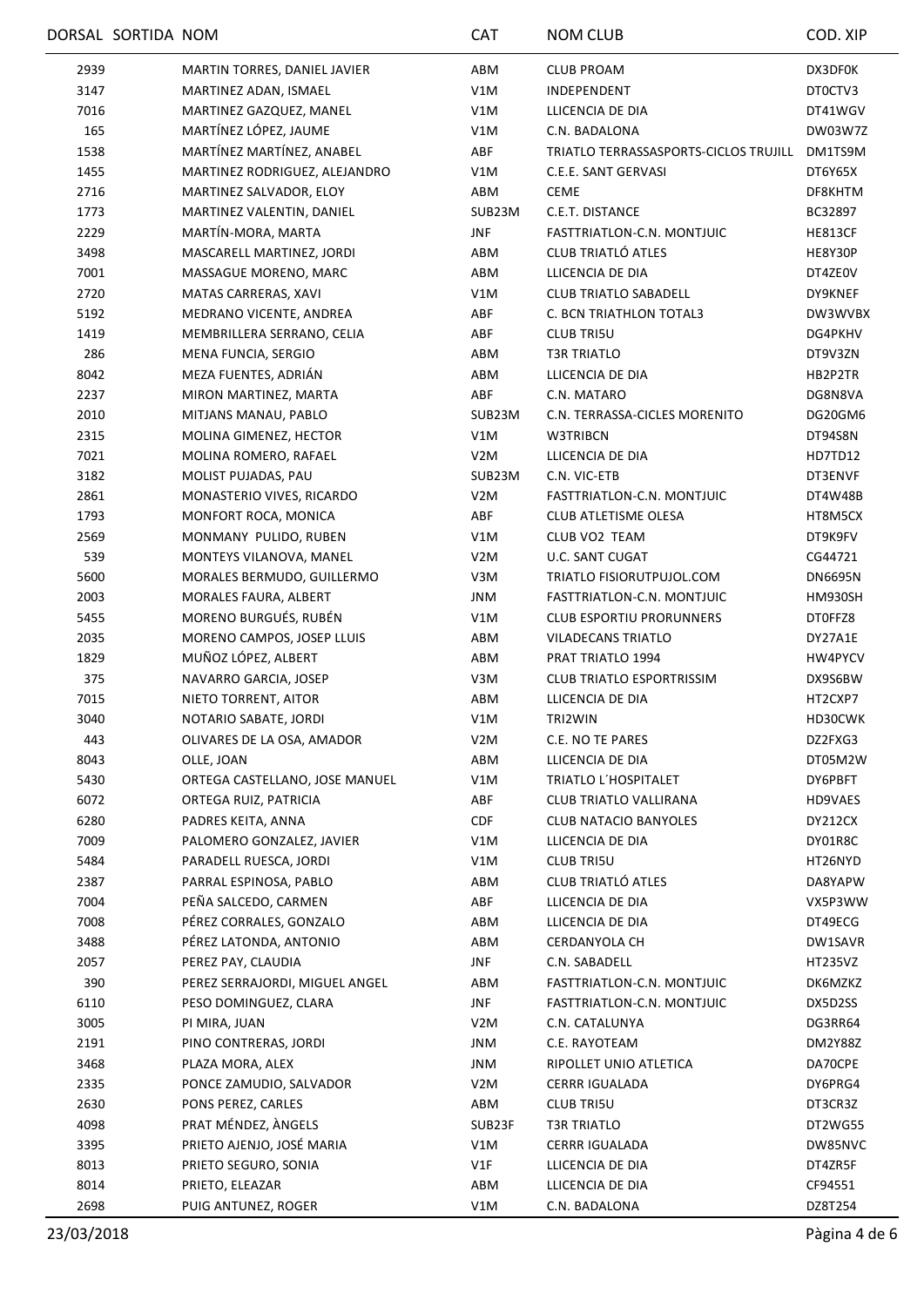| DORSAL | SORTIDA | NOM | CAT | NOM CLUB | COD. XIP |
|---|---|---|---|---|---|
| 2939 | | MARTIN TORRES, DANIEL JAVIER | ABM | CLUB PROAM | DX3DF0K |
| 3147 | | MARTINEZ ADAN, ISMAEL | V1M | INDEPENDENT | DT0CTV3 |
| 7016 | | MARTINEZ GAZQUEZ, MANEL | V1M | LLICENCIA DE DIA | DT41WGV |
| 165 | | MARTÍNEZ LÓPEZ, JAUME | V1M | C.N. BADALONA | DW03W7Z |
| 1538 | | MARTÍNEZ MARTÍNEZ, ANABEL | ABF | TRIATLO TERRASSASPORTS-CICLOS TRUJILL | DM1TS9M |
| 1455 | | MARTINEZ RODRIGUEZ, ALEJANDRO | V1M | C.E.E. SANT GERVASI | DT6Y65X |
| 2716 | | MARTINEZ SALVADOR, ELOY | ABM | CEME | DF8KHTM |
| 1773 | | MARTINEZ VALENTIN, DANIEL | SUB23M | C.E.T. DISTANCE | BC32897 |
| 2229 | | MARTÍN-MORA, MARTA | JNF | FASTTRIATLON-C.N. MONTJUIC | HE813CF |
| 3498 | | MASCARELL MARTINEZ, JORDI | ABM | CLUB TRIATLÓ ATLES | HE8Y30P |
| 7001 | | MASSAGUE MORENO, MARC | ABM | LLICENCIA DE DIA | DT4ZE0V |
| 2720 | | MATAS CARRERAS, XAVI | V1M | CLUB TRIATLO SABADELL | DY9KNEF |
| 5192 | | MEDRANO VICENTE, ANDREA | ABF | C. BCN TRIATHLON TOTAL3 | DW3WVBX |
| 1419 | | MEMBRILLERA SERRANO, CELIA | ABF | CLUB TRI5U | DG4PKHV |
| 286 | | MENA FUNCIA, SERGIO | ABM | T3R TRIATLO | DT9V3ZN |
| 8042 | | MEZA FUENTES, ADRIÁN | ABM | LLICENCIA DE DIA | HB2P2TR |
| 2237 | | MIRON MARTINEZ, MARTA | ABF | C.N. MATARO | DG8N8VA |
| 2010 | | MITJANS MANAU, PABLO | SUB23M | C.N. TERRASSA-CICLES MORENITO | DG20GM6 |
| 2315 | | MOLINA GIMENEZ, HECTOR | V1M | W3TRIBCN | DT94S8N |
| 7021 | | MOLINA ROMERO, RAFAEL | V2M | LLICENCIA DE DIA | HD7TD12 |
| 3182 | | MOLIST PUJADAS, PAU | SUB23M | C.N. VIC-ETB | DT3ENVF |
| 2861 | | MONASTERIO VIVES, RICARDO | V2M | FASTTRIATLON-C.N. MONTJUIC | DT4W48B |
| 1793 | | MONFORT ROCA, MONICA | ABF | CLUB ATLETISME OLESA | HT8M5CX |
| 2569 | | MONMANY PULIDO, RUBEN | V1M | CLUB VO2 TEAM | DT9K9FV |
| 539 | | MONTEYS VILANOVA, MANEL | V2M | U.C. SANT CUGAT | CG44721 |
| 5600 | | MORALES BERMUDO, GUILLERMO | V3M | TRIATLO FISIORUTPUJOL.COM | DN6695N |
| 2003 | | MORALES FAURA, ALBERT | JNM | FASTTRIATLON-C.N. MONTJUIC | HM930SH |
| 5455 | | MORENO BURGUÉS, RUBÉN | V1M | CLUB ESPORTIU PRORUNNERS | DT0FFZ8 |
| 2035 | | MORENO CAMPOS, JOSEP LLUIS | ABM | VILADECANS TRIATLO | DY27A1E |
| 1829 | | MUÑOZ LÓPEZ, ALBERT | ABM | PRAT TRIATLO 1994 | HW4PYCV |
| 375 | | NAVARRO GARCIA, JOSEP | V3M | CLUB TRIATLO ESPORTRISSIM | DX9S6BW |
| 7015 | | NIETO TORRENT, AITOR | ABM | LLICENCIA DE DIA | HT2CXP7 |
| 3040 | | NOTARIO SABATE, JORDI | V1M | TRI2WIN | HD30CWK |
| 443 | | OLIVARES DE LA OSA, AMADOR | V2M | C.E. NO TE PARES | DZ2FXG3 |
| 8043 | | OLLE, JOAN | ABM | LLICENCIA DE DIA | DT05M2W |
| 5430 | | ORTEGA CASTELLANO, JOSE MANUEL | V1M | TRIATLO L´HOSPITALET | DY6PBFT |
| 6072 | | ORTEGA RUIZ, PATRICIA | ABF | CLUB TRIATLO VALLIRANA | HD9VAES |
| 6280 | | PADRES KEITA, ANNA | CDF | CLUB NATACIO BANYOLES | DY212CX |
| 7009 | | PALOMERO GONZALEZ, JAVIER | V1M | LLICENCIA DE DIA | DY01R8C |
| 5484 | | PARADELL RUESCA, JORDI | V1M | CLUB TRI5U | HT26NYD |
| 2387 | | PARRAL ESPINOSA, PABLO | ABM | CLUB TRIATLÓ ATLES | DA8YAPW |
| 7004 | | PEÑA SALCEDO, CARMEN | ABF | LLICENCIA DE DIA | VX5P3WW |
| 7008 | | PÉREZ CORRALES, GONZALO | ABM | LLICENCIA DE DIA | DT49ECG |
| 3488 | | PÉREZ LATONDA, ANTONIO | ABM | CERDANYOLA CH | DW1SAVR |
| 2057 | | PEREZ PAY, CLAUDIA | JNF | C.N. SABADELL | HT235VZ |
| 390 | | PEREZ SERRAJORDI, MIGUEL ANGEL | ABM | FASTTRIATLON-C.N. MONTJUIC | DK6MZKZ |
| 6110 | | PESO DOMINGUEZ, CLARA | JNF | FASTTRIATLON-C.N. MONTJUIC | DX5D2SS |
| 3005 | | PI MIRA, JUAN | V2M | C.N. CATALUNYA | DG3RR64 |
| 2191 | | PINO CONTRERAS, JORDI | JNM | C.E. RAYOTEAM | DM2Y88Z |
| 3468 | | PLAZA MORA, ALEX | JNM | RIPOLLET UNIO ATLETICA | DA70CPE |
| 2335 | | PONCE ZAMUDIO, SALVADOR | V2M | CERRR IGUALADA | DY6PRG4 |
| 2630 | | PONS PEREZ, CARLES | ABM | CLUB TRI5U | DT3CR3Z |
| 4098 | | PRAT MÉNDEZ, ÀNGELS | SUB23F | T3R TRIATLO | DT2WG55 |
| 3395 | | PRIETO AJENJO, JOSÉ MARIA | V1M | CERRR IGUALADA | DW85NVC |
| 8013 | | PRIETO SEGURO, SONIA | V1F | LLICENCIA DE DIA | DT4ZR5F |
| 8014 | | PRIETO, ELEAZAR | ABM | LLICENCIA DE DIA | CF94551 |
| 2698 | | PUIG ANTUNEZ, ROGER | V1M | C.N. BADALONA | DZ8T254 |

23/03/2018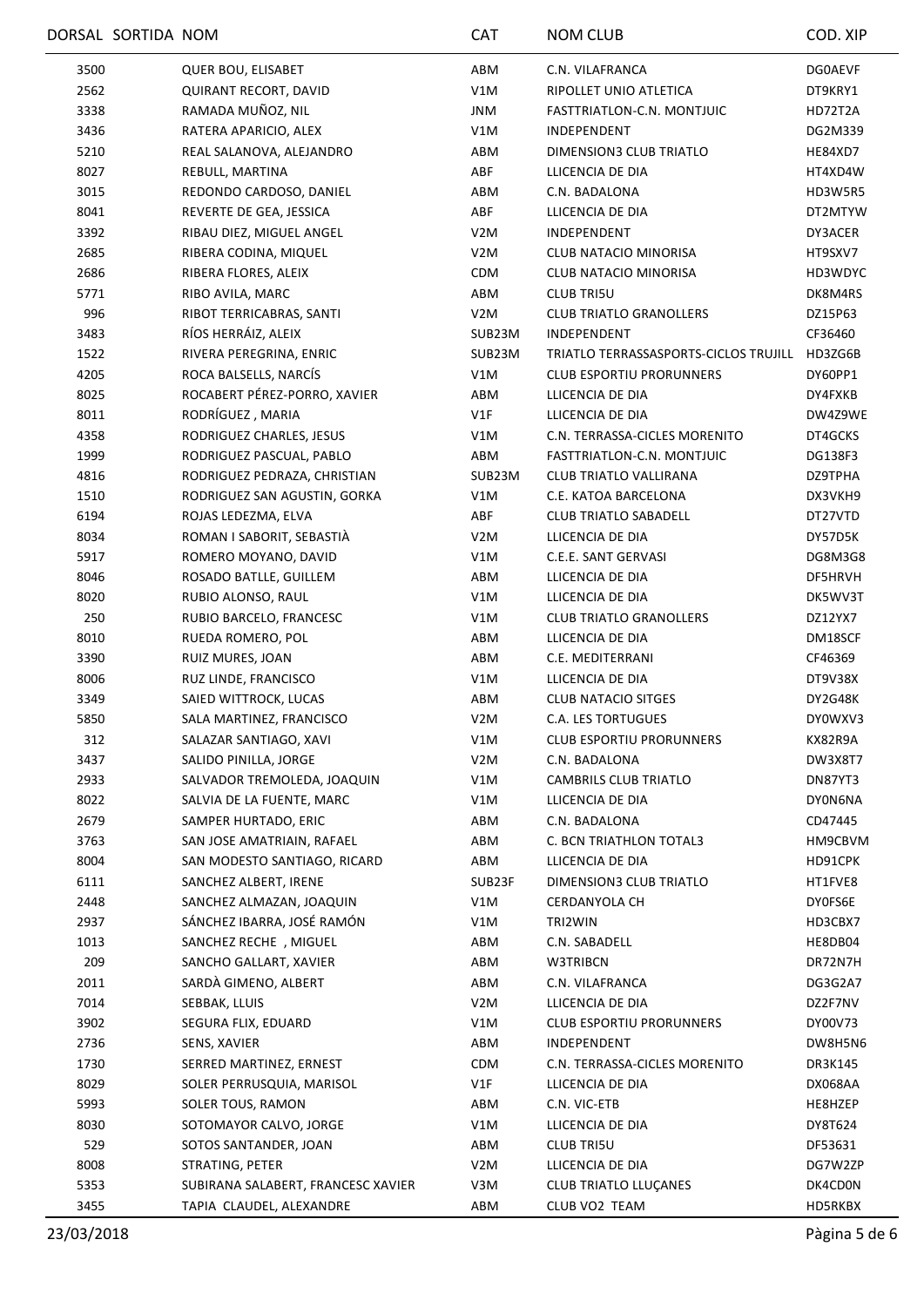| DORSAL | SORTIDA | NOM | CAT | NOM CLUB | COD. XIP |
|---|---|---|---|---|---|
| 3500 | | QUER BOU, ELISABET | ABM | C.N. VILAFRANCA | DG0AEVF |
| 2562 | | QUIRANT RECORT, DAVID | V1M | RIPOLLET UNIO ATLETICA | DT9KRY1 |
| 3338 | | RAMADA MUÑOZ, NIL | JNM | FASTTRIATLON-C.N. MONTJUIC | HD72T2A |
| 3436 | | RATERA APARICIO, ALEX | V1M | INDEPENDENT | DG2M339 |
| 5210 | | REAL SALANOVA, ALEJANDRO | ABM | DIMENSION3 CLUB TRIATLO | HE84XD7 |
| 8027 | | REBULL, MARTINA | ABF | LLICENCIA DE DIA | HT4XD4W |
| 3015 | | REDONDO CARDOSO, DANIEL | ABM | C.N. BADALONA | HD3W5R5 |
| 8041 | | REVERTE DE GEA, JESSICA | ABF | LLICENCIA DE DIA | DT2MTYW |
| 3392 | | RIBAU DIEZ, MIGUEL ANGEL | V2M | INDEPENDENT | DY3ACER |
| 2685 | | RIBERA CODINA, MIQUEL | V2M | CLUB NATACIO MINORISA | HT9SXV7 |
| 2686 | | RIBERA FLORES, ALEIX | CDM | CLUB NATACIO MINORISA | HD3WDYC |
| 5771 | | RIBO AVILA, MARC | ABM | CLUB TRI5U | DK8M4RS |
| 996 | | RIBOT TERRICABRAS, SANTI | V2M | CLUB TRIATLO GRANOLLERS | DZ15P63 |
| 3483 | | RÍOS HERRÁIZ, ALEIX | SUB23M | INDEPENDENT | CF36460 |
| 1522 | | RIVERA PEREGRINA, ENRIC | SUB23M | TRIATLO TERRASSASPORTS-CICLOS TRUJILL | HD3ZG6B |
| 4205 | | ROCA BALSELLS, NARCÍS | V1M | CLUB ESPORTIU PRORUNNERS | DY60PP1 |
| 8025 | | ROCABERT PÉREZ-PORRO, XAVIER | ABM | LLICENCIA DE DIA | DY4FXKB |
| 8011 | | RODRÍGUEZ , MARIA | V1F | LLICENCIA DE DIA | DW4Z9WE |
| 4358 | | RODRIGUEZ CHARLES, JESUS | V1M | C.N. TERRASSA-CICLES MORENITO | DT4GCKS |
| 1999 | | RODRIGUEZ PASCUAL, PABLO | ABM | FASTTRIATLON-C.N. MONTJUIC | DG138F3 |
| 4816 | | RODRIGUEZ PEDRAZA, CHRISTIAN | SUB23M | CLUB TRIATLO VALLIRANA | DZ9TPHA |
| 1510 | | RODRIGUEZ SAN AGUSTIN, GORKA | V1M | C.E. KATOA BARCELONA | DX3VKH9 |
| 6194 | | ROJAS LEDEZMA, ELVA | ABF | CLUB TRIATLO SABADELL | DT27VTD |
| 8034 | | ROMAN I SABORIT, SEBASTIÀ | V2M | LLICENCIA DE DIA | DY57D5K |
| 5917 | | ROMERO MOYANO, DAVID | V1M | C.E.E. SANT GERVASI | DG8M3G8 |
| 8046 | | ROSADO BATLLE, GUILLEM | ABM | LLICENCIA DE DIA | DF5HRVH |
| 8020 | | RUBIO ALONSO, RAUL | V1M | LLICENCIA DE DIA | DK5WV3T |
| 250 | | RUBIO BARCELO, FRANCESC | V1M | CLUB TRIATLO GRANOLLERS | DZ12YX7 |
| 8010 | | RUEDA ROMERO, POL | ABM | LLICENCIA DE DIA | DM18SCF |
| 3390 | | RUIZ MURES, JOAN | ABM | C.E. MEDITERRANI | CF46369 |
| 8006 | | RUZ LINDE, FRANCISCO | V1M | LLICENCIA DE DIA | DT9V38X |
| 3349 | | SAIED WITTROCK, LUCAS | ABM | CLUB NATACIO SITGES | DY2G48K |
| 5850 | | SALA MARTINEZ, FRANCISCO | V2M | C.A. LES TORTUGUES | DY0WXV3 |
| 312 | | SALAZAR SANTIAGO, XAVI | V1M | CLUB ESPORTIU PRORUNNERS | KX82R9A |
| 3437 | | SALIDO PINILLA, JORGE | V2M | C.N. BADALONA | DW3X8T7 |
| 2933 | | SALVADOR TREMOLEDA, JOAQUIN | V1M | CAMBRILS CLUB TRIATLO | DN87YT3 |
| 8022 | | SALVIA DE LA FUENTE, MARC | V1M | LLICENCIA DE DIA | DY0N6NA |
| 2679 | | SAMPER HURTADO, ERIC | ABM | C.N. BADALONA | CD47445 |
| 3763 | | SAN JOSE AMATRIAIN, RAFAEL | ABM | C. BCN TRIATHLON TOTAL3 | HM9CBVM |
| 8004 | | SAN MODESTO SANTIAGO, RICARD | ABM | LLICENCIA DE DIA | HD91CPK |
| 6111 | | SANCHEZ ALBERT, IRENE | SUB23F | DIMENSION3 CLUB TRIATLO | HT1FVE8 |
| 2448 | | SANCHEZ ALMAZAN, JOAQUIN | V1M | CERDANYOLA CH | DY0FS6E |
| 2937 | | SÁNCHEZ IBARRA, JOSÉ RAMÓN | V1M | TRI2WIN | HD3CBX7 |
| 1013 | | SANCHEZ RECHE , MIGUEL | ABM | C.N. SABADELL | HE8DB04 |
| 209 | | SANCHO GALLART, XAVIER | ABM | W3TRIBCN | DR72N7H |
| 2011 | | SARDÀ GIMENO, ALBERT | ABM | C.N. VILAFRANCA | DG3G2A7 |
| 7014 | | SEBBAK, LLUIS | V2M | LLICENCIA DE DIA | DZ2F7NV |
| 3902 | | SEGURA FLIX, EDUARD | V1M | CLUB ESPORTIU PRORUNNERS | DY00V73 |
| 2736 | | SENS, XAVIER | ABM | INDEPENDENT | DW8H5N6 |
| 1730 | | SERRED MARTINEZ, ERNEST | CDM | C.N. TERRASSA-CICLES MORENITO | DR3K145 |
| 8029 | | SOLER PERRUSQUIA, MARISOL | V1F | LLICENCIA DE DIA | DX068AA |
| 5993 | | SOLER TOUS, RAMON | ABM | C.N. VIC-ETB | HE8HZEP |
| 8030 | | SOTOMAYOR CALVO, JORGE | V1M | LLICENCIA DE DIA | DY8T624 |
| 529 | | SOTOS SANTANDER, JOAN | ABM | CLUB TRI5U | DF53631 |
| 8008 | | STRATING, PETER | V2M | LLICENCIA DE DIA | DG7W2ZP |
| 5353 | | SUBIRANA SALABERT, FRANCESC XAVIER | V3M | CLUB TRIATLO LLUÇANES | DK4CD0N |
| 3455 | | TAPIA CLAUDEL, ALEXANDRE | ABM | CLUB VO2 TEAM | HD5RKBX |

23/03/2018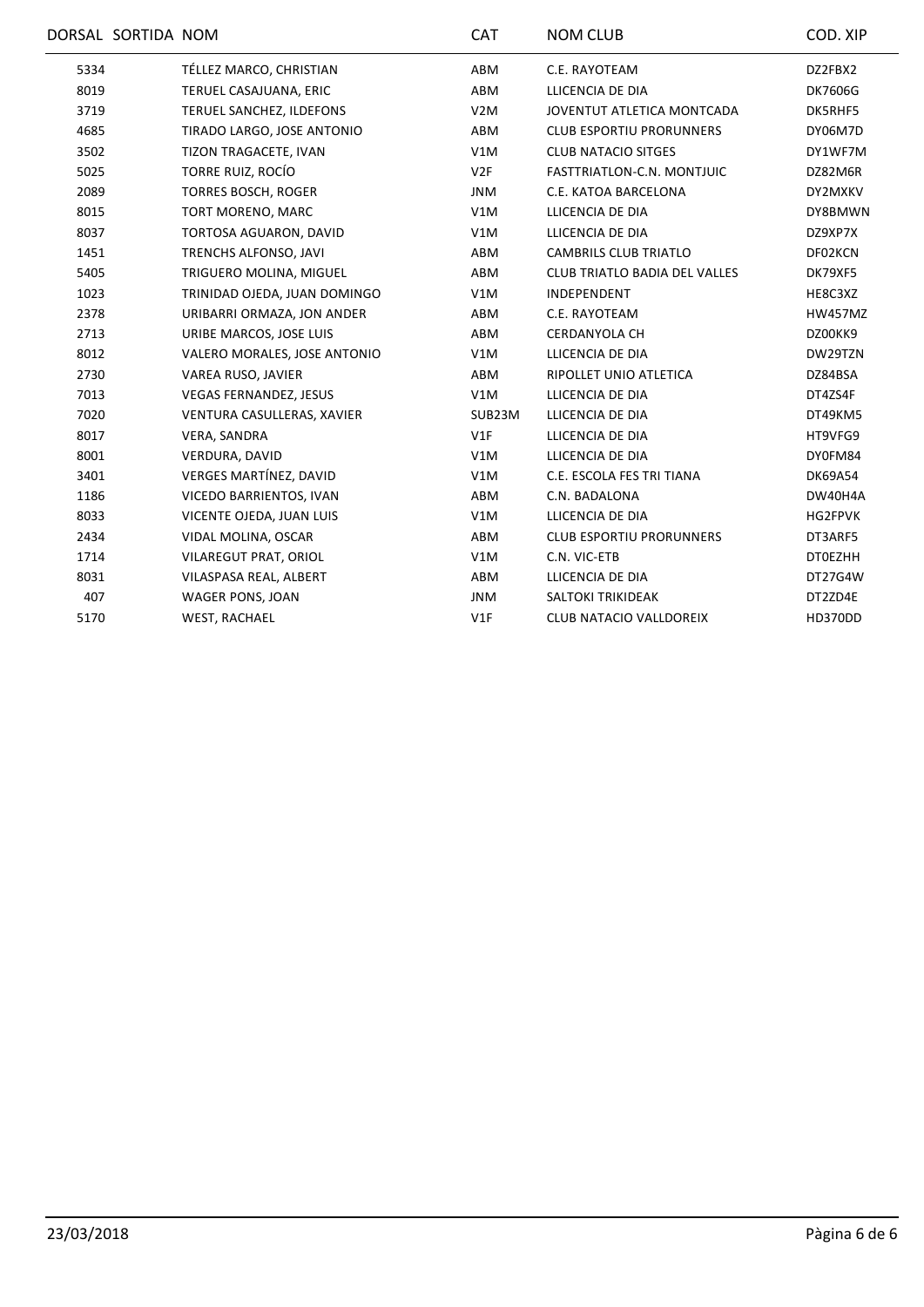| DORSAL | SORTIDA | NOM | CAT | NOM CLUB | COD. XIP |
|---|---|---|---|---|---|
| 5334 | | TÉLLEZ MARCO, CHRISTIAN | ABM | C.E. RAYOTEAM | DZ2FBX2 |
| 8019 | | TERUEL CASAJUANA, ERIC | ABM | LLICENCIA DE DIA | DK7606G |
| 3719 | | TERUEL SANCHEZ, ILDEFONS | V2M | JOVENTUT ATLETICA MONTCADA | DK5RHF5 |
| 4685 | | TIRADO LARGO, JOSE ANTONIO | ABM | CLUB ESPORTIU PRORUNNERS | DY06M7D |
| 3502 | | TIZON TRAGACETE, IVAN | V1M | CLUB NATACIO SITGES | DY1WF7M |
| 5025 | | TORRE RUIZ, ROCÍO | V2F | FASTTRIATLON-C.N. MONTJUIC | DZ82M6R |
| 2089 | | TORRES BOSCH, ROGER | JNM | C.E. KATOA BARCELONA | DY2MXKV |
| 8015 | | TORT MORENO, MARC | V1M | LLICENCIA DE DIA | DY8BMWN |
| 8037 | | TORTOSA AGUARON, DAVID | V1M | LLICENCIA DE DIA | DZ9XP7X |
| 1451 | | TRENCHS ALFONSO, JAVI | ABM | CAMBRILS CLUB TRIATLO | DF02KCN |
| 5405 | | TRIGUERO MOLINA, MIGUEL | ABM | CLUB TRIATLO BADIA DEL VALLES | DK79XF5 |
| 1023 | | TRINIDAD OJEDA, JUAN DOMINGO | V1M | INDEPENDENT | HE8C3XZ |
| 2378 | | URIBARRI ORMAZA, JON ANDER | ABM | C.E. RAYOTEAM | HW457MZ |
| 2713 | | URIBE MARCOS, JOSE LUIS | ABM | CERDANYOLA CH | DZ00KK9 |
| 8012 | | VALERO MORALES, JOSE ANTONIO | V1M | LLICENCIA DE DIA | DW29TZN |
| 2730 | | VAREA RUSO, JAVIER | ABM | RIPOLLET UNIO ATLETICA | DZ84BSA |
| 7013 | | VEGAS FERNANDEZ, JESUS | V1M | LLICENCIA DE DIA | DT4ZS4F |
| 7020 | | VENTURA CASULLERAS, XAVIER | SUB23M | LLICENCIA DE DIA | DT49KM5 |
| 8017 | | VERA, SANDRA | V1F | LLICENCIA DE DIA | HT9VFG9 |
| 8001 | | VERDURA, DAVID | V1M | LLICENCIA DE DIA | DY0FM84 |
| 3401 | | VERGES MARTÍNEZ, DAVID | V1M | C.E. ESCOLA FES TRI TIANA | DK69A54 |
| 1186 | | VICEDO BARRIENTOS, IVAN | ABM | C.N. BADALONA | DW40H4A |
| 8033 | | VICENTE OJEDA, JUAN LUIS | V1M | LLICENCIA DE DIA | HG2FPVK |
| 2434 | | VIDAL MOLINA, OSCAR | ABM | CLUB ESPORTIU PRORUNNERS | DT3ARF5 |
| 1714 | | VILAREGUT PRAT, ORIOL | V1M | C.N. VIC-ETB | DT0EZHH |
| 8031 | | VILASPASA REAL, ALBERT | ABM | LLICENCIA DE DIA | DT27G4W |
| 407 | | WAGER PONS, JOAN | JNM | SALTOKI TRIKIDEAK | DT2ZD4E |
| 5170 | | WEST, RACHAEL | V1F | CLUB NATACIO VALLDOREIX | HD370DD |

23/03/2018